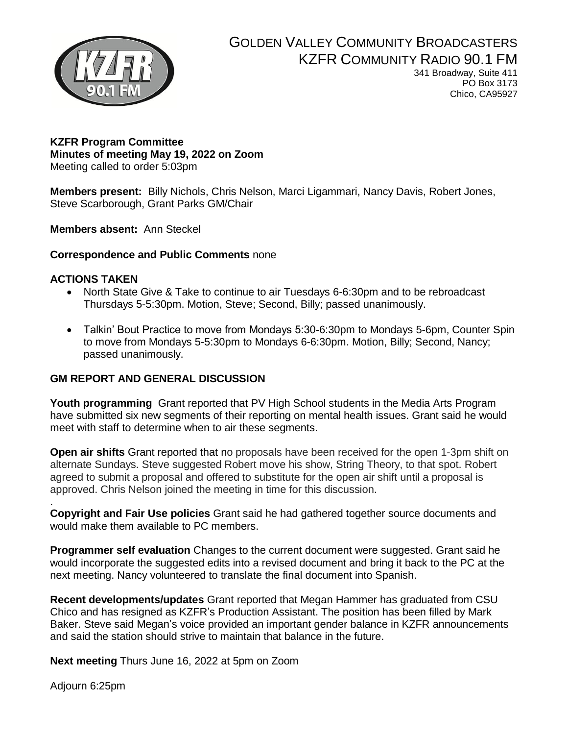# GOLDEN VALLEY COMMUNITY BROADCASTERS
## KZFR COMMUNITY RADIO 90.1 FM

341 Broadway, Suite 411
PO Box 3173
Chico, CA95927

**KZFR Program Committee**
**Minutes of meeting May 19, 2022 on Zoom**
Meeting called to order 5:03pm

**Members present:** Billy Nichols, Chris Nelson, Marci Ligammari, Nancy Davis, Robert Jones, Steve Scarborough, Grant Parks GM/Chair

**Members absent:** Ann Steckel

**Correspondence and Public Comments** none

**ACTIONS TAKEN**

- North State Give & Take to continue to air Tuesdays 6-6:30pm and to be rebroadcast Thursdays 5-5:30pm. Motion, Steve; Second, Billy; passed unanimously.
- Talkin' Bout Practice to move from Mondays 5:30-6:30pm to Mondays 5-6pm, Counter Spin to move from Mondays 5-5:30pm to Mondays 6-6:30pm. Motion, Billy; Second, Nancy; passed unanimously.

**GM REPORT AND GENERAL DISCUSSION**

**Youth programming** Grant reported that PV High School students in the Media Arts Program have submitted six new segments of their reporting on mental health issues. Grant said he would meet with staff to determine when to air these segments.

**Open air shifts** Grant reported that no proposals have been received for the open 1-3pm shift on alternate Sundays. Steve suggested Robert move his show, String Theory, to that spot. Robert agreed to submit a proposal and offered to substitute for the open air shift until a proposal is approved. Chris Nelson joined the meeting in time for this discussion.

**Copyright and Fair Use policies** Grant said he had gathered together source documents and would make them available to PC members.

**Programmer self evaluation** Changes to the current document were suggested. Grant said he would incorporate the suggested edits into a revised document and bring it back to the PC at the next meeting. Nancy volunteered to translate the final document into Spanish.

**Recent developments/updates** Grant reported that Megan Hammer has graduated from CSU Chico and has resigned as KZFR's Production Assistant. The position has been filled by Mark Baker. Steve said Megan's voice provided an important gender balance in KZFR announcements and said the station should strive to maintain that balance in the future.

**Next meeting** Thurs June 16, 2022 at 5pm on Zoom

Adjourn 6:25pm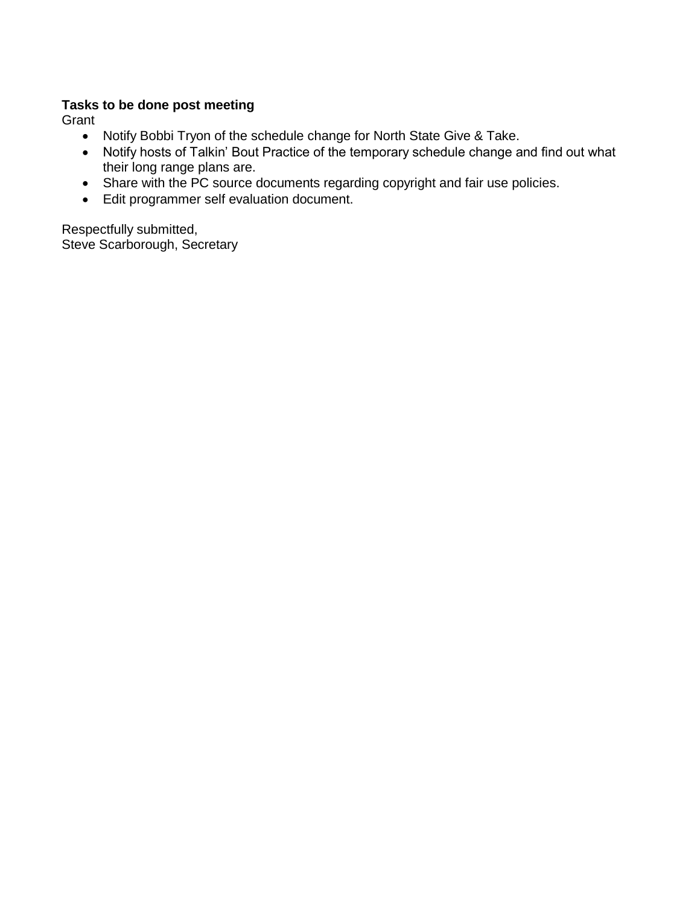**Tasks to be done post meeting**

Grant

- Notify Bobbi Tryon of the schedule change for North State Give & Take.
- Notify hosts of Talkin' Bout Practice of the temporary schedule change and find out what their long range plans are.
- Share with the PC source documents regarding copyright and fair use policies.
- Edit programmer self evaluation document.

Respectfully submitted,
Steve Scarborough, Secretary